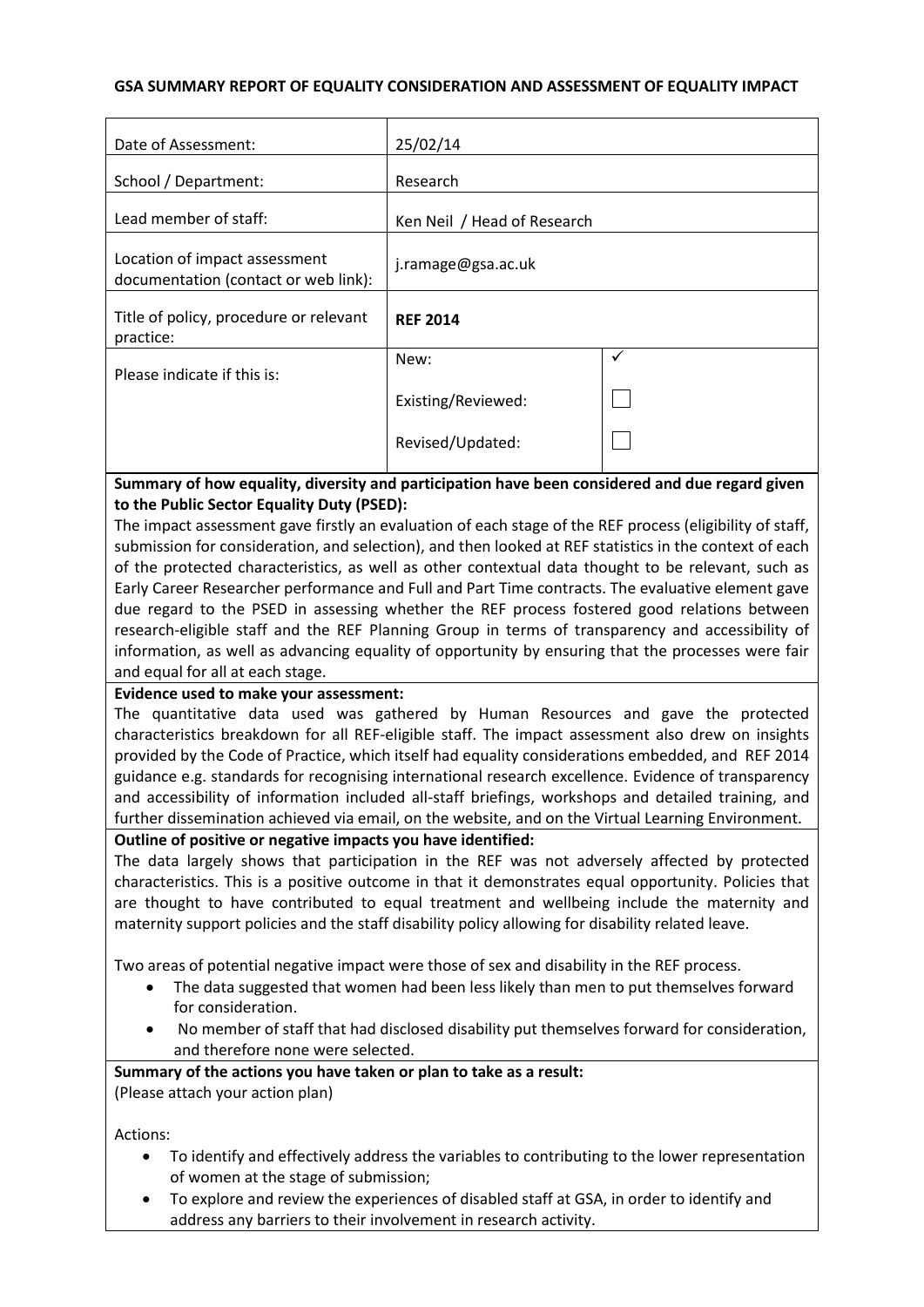**GSA SUMMARY REPORT OF EQUALITY CONSIDERATION AND ASSESSMENT OF EQUALITY IMPACT**

| | | |
|---|---|---|
| Date of Assessment: | 25/02/14 | |
| School / Department: | Research | |
| Lead member of staff: | Ken Neil / Head of Research | |
| Location of impact assessment documentation (contact or web link): | j.ramage@gsa.ac.uk | |
| Title of policy, procedure or relevant practice: | **REF 2014** | |
| Please indicate if this is: | New: | ✓ |
| | Existing/Reviewed: | ☐ |
| | Revised/Updated: | ☐ |

**Summary of how equality, diversity and participation have been considered and due regard given to the Public Sector Equality Duty (PSED):**

The impact assessment gave firstly an evaluation of each stage of the REF process (eligibility of staff, submission for consideration, and selection), and then looked at REF statistics in the context of each of the protected characteristics, as well as other contextual data thought to be relevant, such as Early Career Researcher performance and Full and Part Time contracts. The evaluative element gave due regard to the PSED in assessing whether the REF process fostered good relations between research-eligible staff and the REF Planning Group in terms of transparency and accessibility of information, as well as advancing equality of opportunity by ensuring that the processes were fair and equal for all at each stage.

**Evidence used to make your assessment:**

The quantitative data used was gathered by Human Resources and gave the protected characteristics breakdown for all REF-eligible staff. The impact assessment also drew on insights provided by the Code of Practice, which itself had equality considerations embedded, and REF 2014 guidance e.g. standards for recognising international research excellence. Evidence of transparency and accessibility of information included all-staff briefings, workshops and detailed training, and further dissemination achieved via email, on the website, and on the Virtual Learning Environment.

**Outline of positive or negative impacts you have identified:**

The data largely shows that participation in the REF was not adversely affected by protected characteristics. This is a positive outcome in that it demonstrates equal opportunity. Policies that are thought to have contributed to equal treatment and wellbeing include the maternity and maternity support policies and the staff disability policy allowing for disability related leave.

Two areas of potential negative impact were those of sex and disability in the REF process.

- The data suggested that women had been less likely than men to put themselves forward for consideration.
- No member of staff that had disclosed disability put themselves forward for consideration, and therefore none were selected.

**Summary of the actions you have taken or plan to take as a result:**

(Please attach your action plan)

Actions:

- To identify and effectively address the variables to contributing to the lower representation of women at the stage of submission;
- To explore and review the experiences of disabled staff at GSA, in order to identify and address any barriers to their involvement in research activity.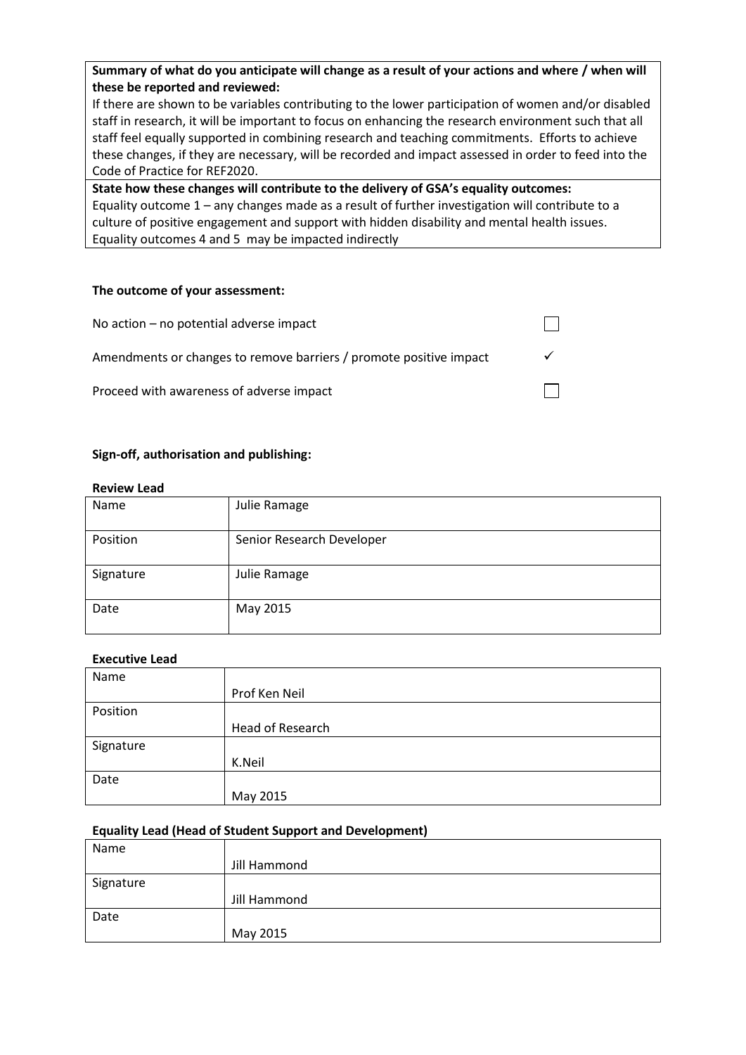**Summary of what do you anticipate will change as a result of your actions and where / when will these be reported and reviewed:**

If there are shown to be variables contributing to the lower participation of women and/or disabled staff in research, it will be important to focus on enhancing the research environment such that all staff feel equally supported in combining research and teaching commitments. Efforts to achieve these changes, if they are necessary, will be recorded and impact assessed in order to feed into the Code of Practice for REF2020.

**State how these changes will contribute to the delivery of GSA's equality outcomes:**

Equality outcome 1 – any changes made as a result of further investigation will contribute to a culture of positive engagement and support with hidden disability and mental health issues.
Equality outcomes 4 and 5 may be impacted indirectly

**The outcome of your assessment:**

| | |
|---|---|
| No action – no potential adverse impact | ☐ |
| Amendments or changes to remove barriers / promote positive impact | ✓ |
| Proceed with awareness of adverse impact | ☐ |

**Sign-off, authorisation and publishing:**

**Review Lead**

| | |
|---|---|
| Name | Julie Ramage |
| Position | Senior Research Developer |
| Signature | Julie Ramage |
| Date | May 2015 |

**Executive Lead**

| | |
|---|---|
| Name | Prof Ken Neil |
| Position | Head of Research |
| Signature | K.Neil |
| Date | May 2015 |

**Equality Lead (Head of Student Support and Development)**

| | |
|---|---|
| Name | Jill Hammond |
| Signature | Jill Hammond |
| Date | May 2015 |